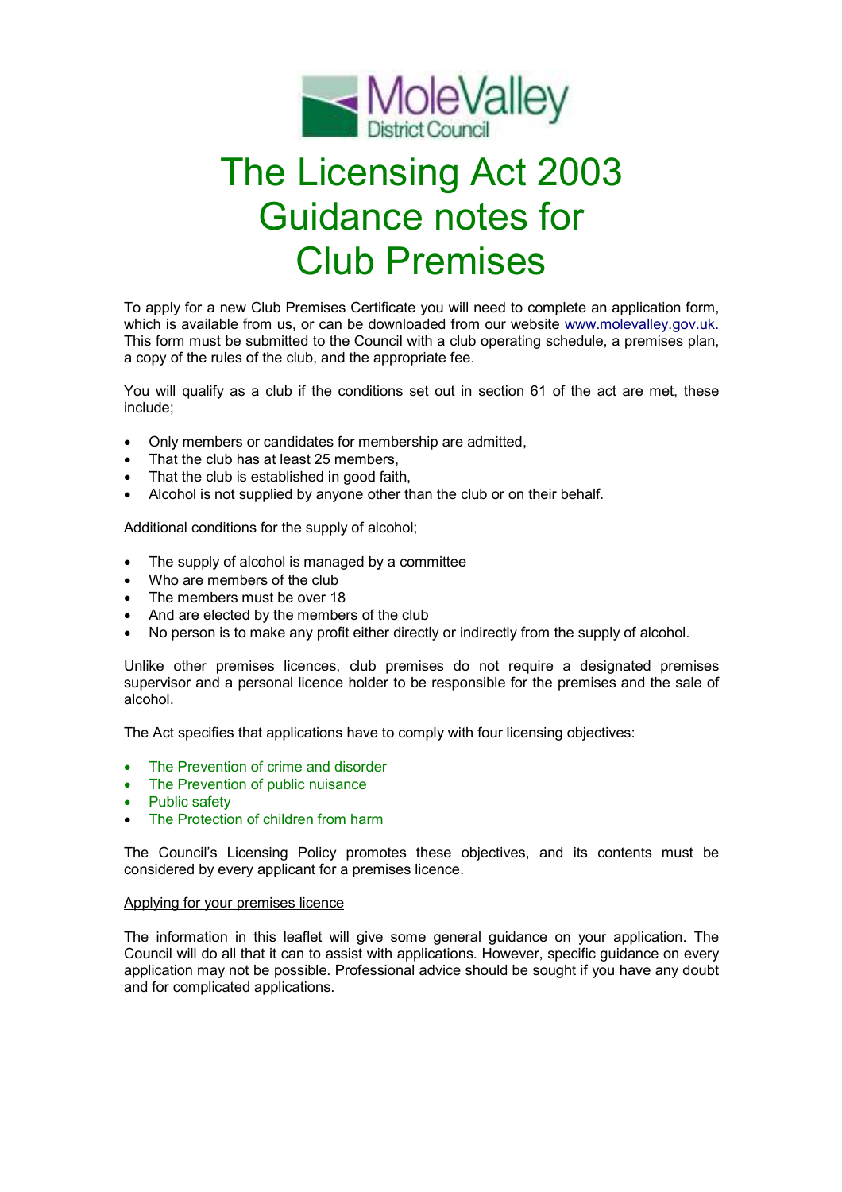# The Licensing Act 2003 Guidance notes for Club Premises

To apply for a new Club Premises Certificate you will need to complete an application form, which is available from us, or can be downloaded from our website www.molevalley.gov.uk. This form must be submitted to the Council with a club operating schedule, a premises plan, a copy of the rules of the club, and the appropriate fee.

You will qualify as a club if the conditions set out in section 61 of the act are met, these include;

- Only members or candidates for membership are admitted,
- That the club has at least 25 members,
- That the club is established in good faith,
- Alcohol is not supplied by anyone other than the club or on their behalf.

Additional conditions for the supply of alcohol;

- The supply of alcohol is managed by a committee
- Who are members of the club
- The members must be over 18
- And are elected by the members of the club
- No person is to make any profit either directly or indirectly from the supply of alcohol.

Unlike other premises licences, club premises do not require a designated premises supervisor and a personal licence holder to be responsible for the premises and the sale of alcohol.

The Act specifies that applications have to comply with four licensing objectives:

- The Prevention of crime and disorder
- The Prevention of public nuisance
- Public safety
- The Protection of children from harm

The Council's Licensing Policy promotes these objectives, and its contents must be considered by every applicant for a premises licence.

Applying for your premises licence

The information in this leaflet will give some general guidance on your application. The Council will do all that it can to assist with applications. However, specific guidance on every application may not be possible. Professional advice should be sought if you have any doubt and for complicated applications.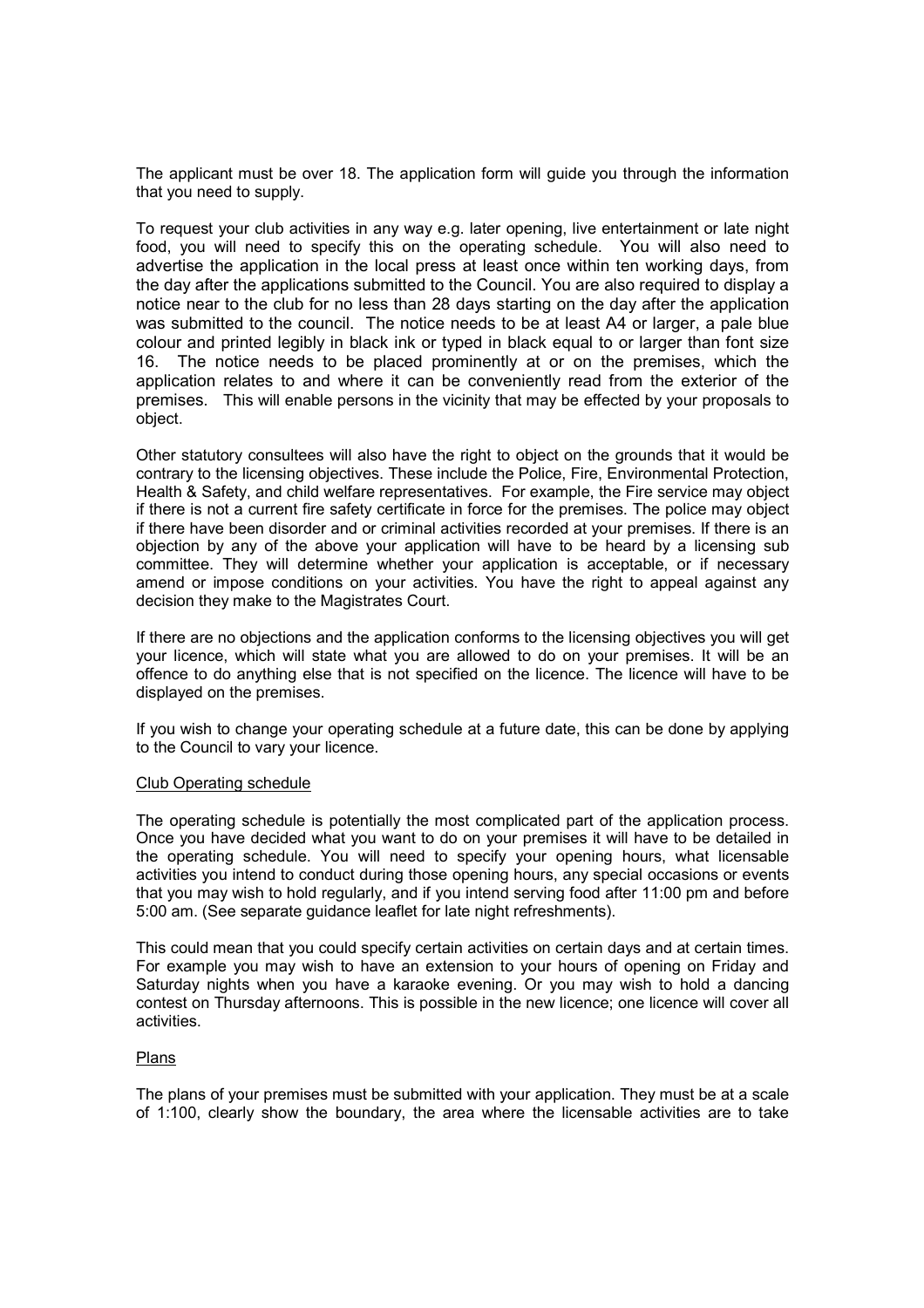The applicant must be over 18. The application form will guide you through the information that you need to supply.

To request your club activities in any way e.g. later opening, live entertainment or late night food, you will need to specify this on the operating schedule. You will also need to advertise the application in the local press at least once within ten working days, from the day after the applications submitted to the Council. You are also required to display a notice near to the club for no less than 28 days starting on the day after the application was submitted to the council. The notice needs to be at least A4 or larger, a pale blue colour and printed legibly in black ink or typed in black equal to or larger than font size 16. The notice needs to be placed prominently at or on the premises, which the application relates to and where it can be conveniently read from the exterior of the premises. This will enable persons in the vicinity that may be effected by your proposals to object.

Other statutory consultees will also have the right to object on the grounds that it would be contrary to the licensing objectives. These include the Police, Fire, Environmental Protection, Health & Safety, and child welfare representatives. For example, the Fire service may object if there is not a current fire safety certificate in force for the premises. The police may object if there have been disorder and or criminal activities recorded at your premises. If there is an objection by any of the above your application will have to be heard by a licensing sub committee. They will determine whether your application is acceptable, or if necessary amend or impose conditions on your activities. You have the right to appeal against any decision they make to the Magistrates Court.

If there are no objections and the application conforms to the licensing objectives you will get your licence, which will state what you are allowed to do on your premises. It will be an offence to do anything else that is not specified on the licence. The licence will have to be displayed on the premises.

If you wish to change your operating schedule at a future date, this can be done by applying to the Council to vary your licence.

## Club Operating schedule

The operating schedule is potentially the most complicated part of the application process. Once you have decided what you want to do on your premises it will have to be detailed in the operating schedule. You will need to specify your opening hours, what licensable activities you intend to conduct during those opening hours, any special occasions or events that you may wish to hold regularly, and if you intend serving food after 11:00 pm and before 5:00 am. (See separate guidance leaflet for late night refreshments).

This could mean that you could specify certain activities on certain days and at certain times. For example you may wish to have an extension to your hours of opening on Friday and Saturday nights when you have a karaoke evening. Or you may wish to hold a dancing contest on Thursday afternoons. This is possible in the new licence; one licence will cover all activities.

## Plans

The plans of your premises must be submitted with your application. They must be at a scale of 1:100, clearly show the boundary, the area where the licensable activities are to take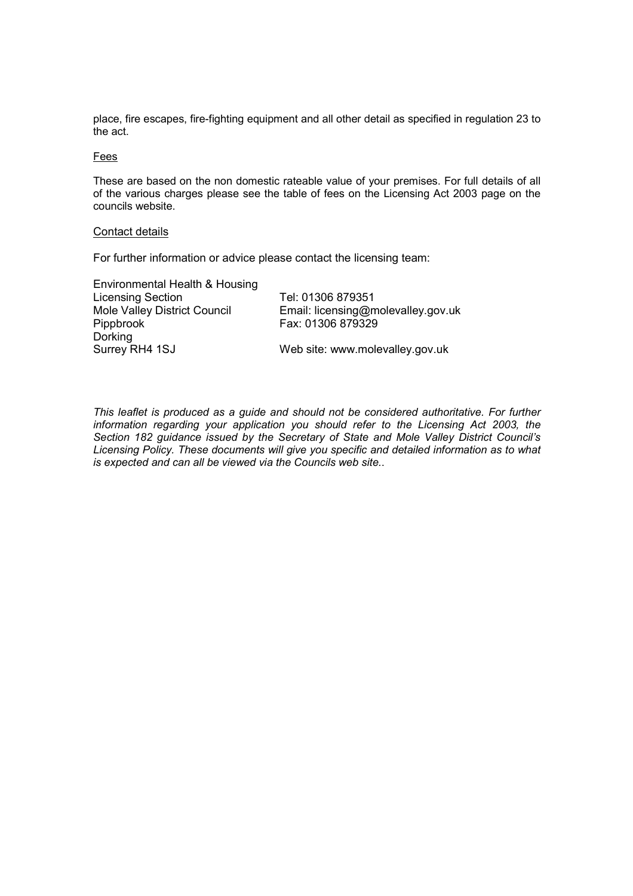place, fire escapes, fire-fighting equipment and all other detail as specified in regulation 23 to the act.

## Fees

These are based on the non domestic rateable value of your premises. For full details of all of the various charges please see the table of fees on the Licensing Act 2003 page on the councils website.

## Contact details

For further information or advice please contact the licensing team:

| | |
|---|---|
| Environmental Health & Housing | |
| Licensing Section | Tel: 01306 879351 |
| Mole Valley District Council | Email: licensing@molevalley.gov.uk |
| Pippbrook | Fax: 01306 879329 |
| Dorking | |
| Surrey RH4 1SJ | Web site: www.molevalley.gov.uk |

*This leaflet is produced as a guide and should not be considered authoritative. For further information regarding your application you should refer to the Licensing Act 2003, the Section 182 guidance issued by the Secretary of State and Mole Valley District Council's Licensing Policy. These documents will give you specific and detailed information as to what is expected and can all be viewed via the Councils web site..*